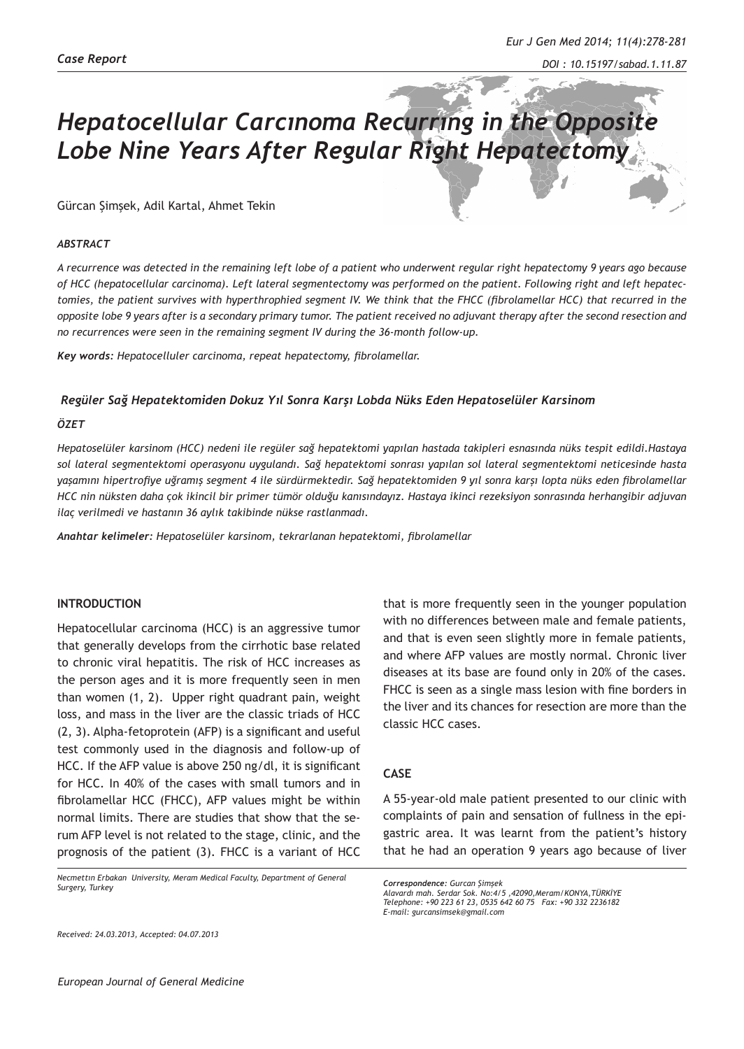*Case Report*

# *Hepatocellular Carcınoma Recurring in the Opposite Lobe Nine Years After Regular Right Hepatectomy*

Gürcan Şimşek, Adil Kartal, Ahmet Tekin

### *ABSTRACT*

*A recurrence was detected in the remaining left lobe of a patient who underwent regular right hepatectomy 9 years ago because of HCC (hepatocellular carcinoma). Left lateral segmentectomy was performed on the patient. Following right and left hepatectomies, the patient survives with hyperthrophied segment IV. We think that the FHCC (fibrolamellar HCC) that recurred in the opposite lobe 9 years after is a secondary primary tumor. The patient received no adjuvant therapy after the second resection and no recurrences were seen in the remaining segment IV during the 36-month follow-up.*

***Key words**: Hepatocelluler carcinoma, repeat hepatectomy, fibrolamellar.*

## *Regüler Sağ Hepatektomiden Dokuz Yıl Sonra Karşı Lobda Nüks Eden Hepatoselüler Karsinom*

### *ÖZET*

*Hepatoselüler karsinom (HCC) nedeni ile regüler sağ hepatektomi yapılan hastada takipleri esnasında nüks tespit edildi.Hastaya sol lateral segmentektomi operasyonu uygulandı. Sağ hepatektomi sonrası yapılan sol lateral segmentektomi neticesinde hasta yaşamını hipertrofiye uğramış segment 4 ile sürdürmektedir. Sağ hepatektomiden 9 yıl sonra karşı lopta nüks eden fibrolamellar HCC nin nüksten daha çok ikincil bir primer tümör olduğu kanısındayız. Hastaya ikinci rezeksiyon sonrasında herhangibir adjuvan ilaç verilmedi ve hastanın 36 aylık takibinde nükse rastlanmadı.*

***Anahtar kelimeler**: Hepatoselüler karsinom, tekrarlanan hepatektomi, fibrolamellar*

## INTRODUCTION

Hepatocellular carcinoma (HCC) is an aggressive tumor that generally develops from the cirrhotic base related to chronic viral hepatitis. The risk of HCC increases as the person ages and it is more frequently seen in men than women (1, 2). Upper right quadrant pain, weight loss, and mass in the liver are the classic triads of HCC (2, 3). Alpha-fetoprotein (AFP) is a significant and useful test commonly used in the diagnosis and follow-up of HCC. If the AFP value is above 250 ng/dl, it is significant for HCC. In 40% of the cases with small tumors and in fibrolamellar HCC (FHCC), AFP values might be within normal limits. There are studies that show that the serum AFP level is not related to the stage, clinic, and the prognosis of the patient (3). FHCC is a variant of HCC that is more frequently seen in the younger population with no differences between male and female patients, and that is even seen slightly more in female patients, and where AFP values are mostly normal. Chronic liver diseases at its base are found only in 20% of the cases. FHCC is seen as a single mass lesion with fine borders in the liver and its chances for resection are more than the classic HCC cases.

## CASE

A 55-year-old male patient presented to our clinic with complaints of pain and sensation of fullness in the epigastric area. It was learnt from the patient's history that he had an operation 9 years ago because of liver

*Necmettın Erbakan University, Meram Medical Faculty, Department of General Surgery, Turkey*

***Correspondence:** Gurcan Şimşek*
*Alavardı mah. Serdar Sok. No:4/5 ,42090,Meram/KONYA,TÜRKİYE*
*Telephone: +90 223 61 23, 0535 642 60 75 Fax: +90 332 2236182*
*E-mail: gurcansimsek@gmail.com*

*Received: 24.03.2013, Accepted: 04.07.2013*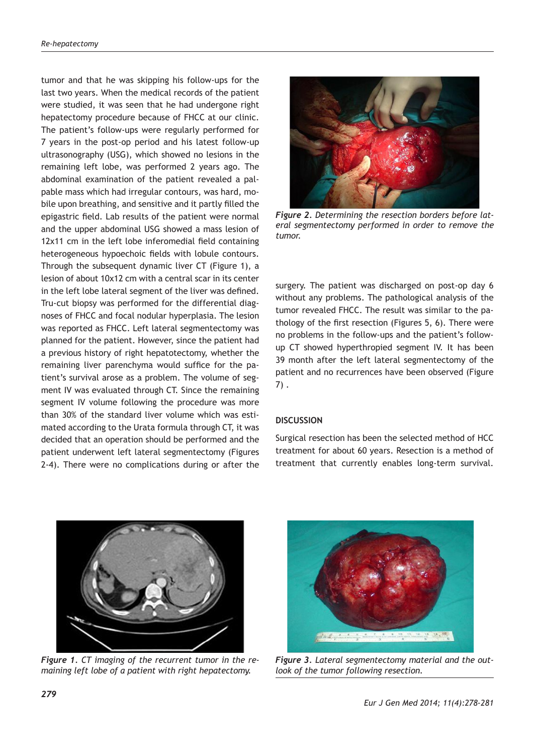tumor and that he was skipping his follow-ups for the last two years. When the medical records of the patient were studied, it was seen that he had undergone right hepatectomy procedure because of FHCC at our clinic. The patient's follow-ups were regularly performed for 7 years in the post-op period and his latest follow-up ultrasonography (USG), which showed no lesions in the remaining left lobe, was performed 2 years ago. The abdominal examination of the patient revealed a palpable mass which had irregular contours, was hard, mobile upon breathing, and sensitive and it partly filled the epigastric field. Lab results of the patient were normal and the upper abdominal USG showed a mass lesion of 12x11 cm in the left lobe inferomedial field containing heterogeneous hypoechoic fields with lobule contours. Through the subsequent dynamic liver CT (Figure 1), a lesion of about 10x12 cm with a central scar in its center in the left lobe lateral segment of the liver was defined. Tru-cut biopsy was performed for the differential diagnoses of FHCC and focal nodular hyperplasia. The lesion was reported as FHCC. Left lateral segmentectomy was planned for the patient. However, since the patient had a previous history of right hepatotectomy, whether the remaining liver parenchyma would suffice for the patient's survival arose as a problem. The volume of segment IV was evaluated through CT. Since the remaining segment IV volume following the procedure was more than 30% of the standard liver volume which was estimated according to the Urata formula through CT, it was decided that an operation should be performed and the patient underwent left lateral segmentectomy (Figures 2-4). There were no complications during or after the surgery. The patient was discharged on post-op day 6 without any problems. The pathological analysis of the tumor revealed FHCC. The result was similar to the pathology of the first resection (Figures 5, 6). There were no problems in the follow-ups and the patient's follow-up CT showed hyperthropied segment IV. It has been 39 month after the left lateral segmentectomy of the patient and no recurrences have been observed (Figure 7) .

*Figure 2. Determining the resection borders before lateral segmentectomy performed in order to remove the tumor.*

## DISCUSSION

Surgical resection has been the selected method of HCC treatment for about 60 years. Resection is a method of treatment that currently enables long-term survival.

*Figure 1. CT imaging of the recurrent tumor in the remaining left lobe of a patient with right hepatectomy.*

*Figure 3. Lateral segmentectomy material and the outlook of the tumor following resection.*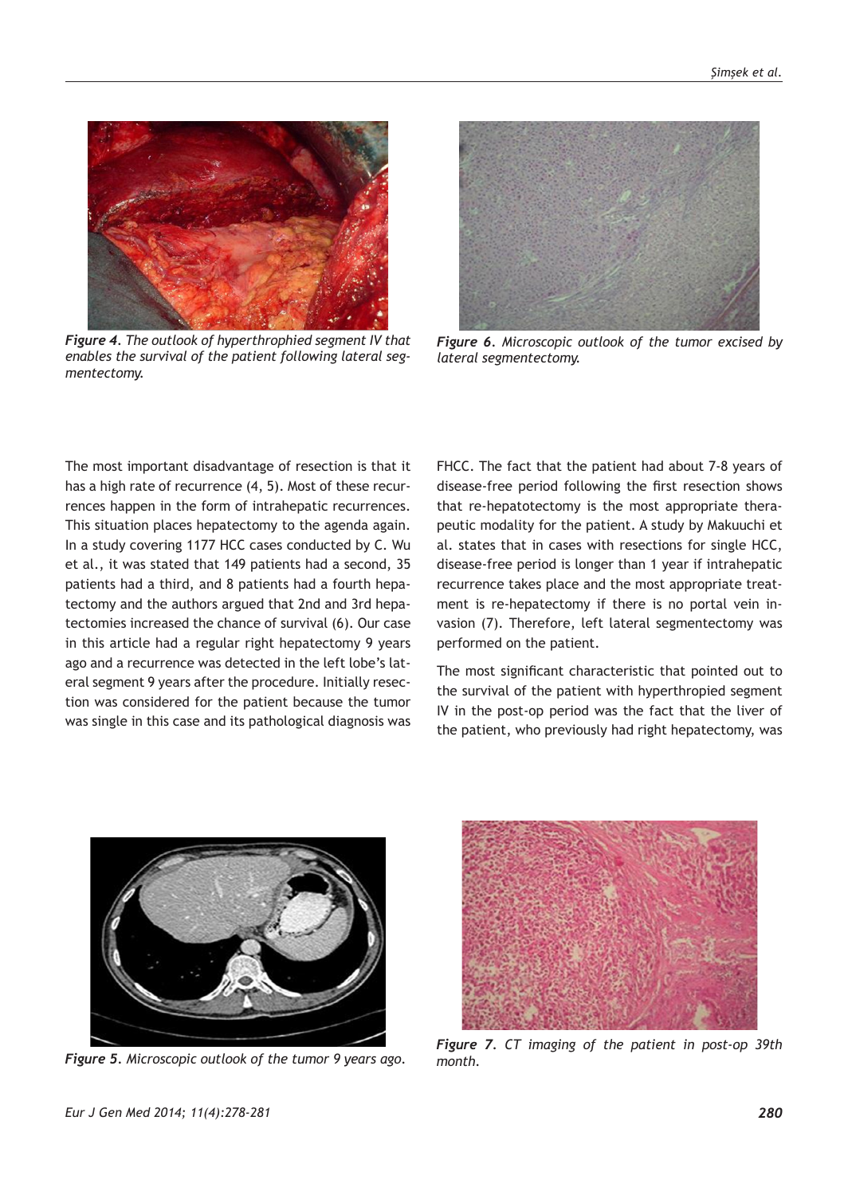*Figure 4. The outlook of hyperthrophied segment IV that enables the survival of the patient following lateral segmentectomy.*

*Figure 6. Microscopic outlook of the tumor excised by lateral segmentectomy.*

The most important disadvantage of resection is that it has a high rate of recurrence (4, 5). Most of these recurrences happen in the form of intrahepatic recurrences. This situation places hepatectomy to the agenda again. In a study covering 1177 HCC cases conducted by C. Wu et al., it was stated that 149 patients had a second, 35 patients had a third, and 8 patients had a fourth hepatectomy and the authors argued that 2nd and 3rd hepatectomies increased the chance of survival (6). Our case in this article had a regular right hepatectomy 9 years ago and a recurrence was detected in the left lobe's lateral segment 9 years after the procedure. Initially resection was considered for the patient because the tumor was single in this case and its pathological diagnosis was FHCC. The fact that the patient had about 7-8 years of disease-free period following the first resection shows that re-hepatotectomy is the most appropriate therapeutic modality for the patient. A study by Makuuchi et al. states that in cases with resections for single HCC, disease-free period is longer than 1 year if intrahepatic recurrence takes place and the most appropriate treatment is re-hepatectomy if there is no portal vein invasion (7). Therefore, left lateral segmentectomy was performed on the patient.

The most significant characteristic that pointed out to the survival of the patient with hyperthropied segment IV in the post-op period was the fact that the liver of the patient, who previously had right hepatectomy, was

*Figure 5. Microscopic outlook of the tumor 9 years ago.*

*Figure 7. CT imaging of the patient in post-op 39th month.*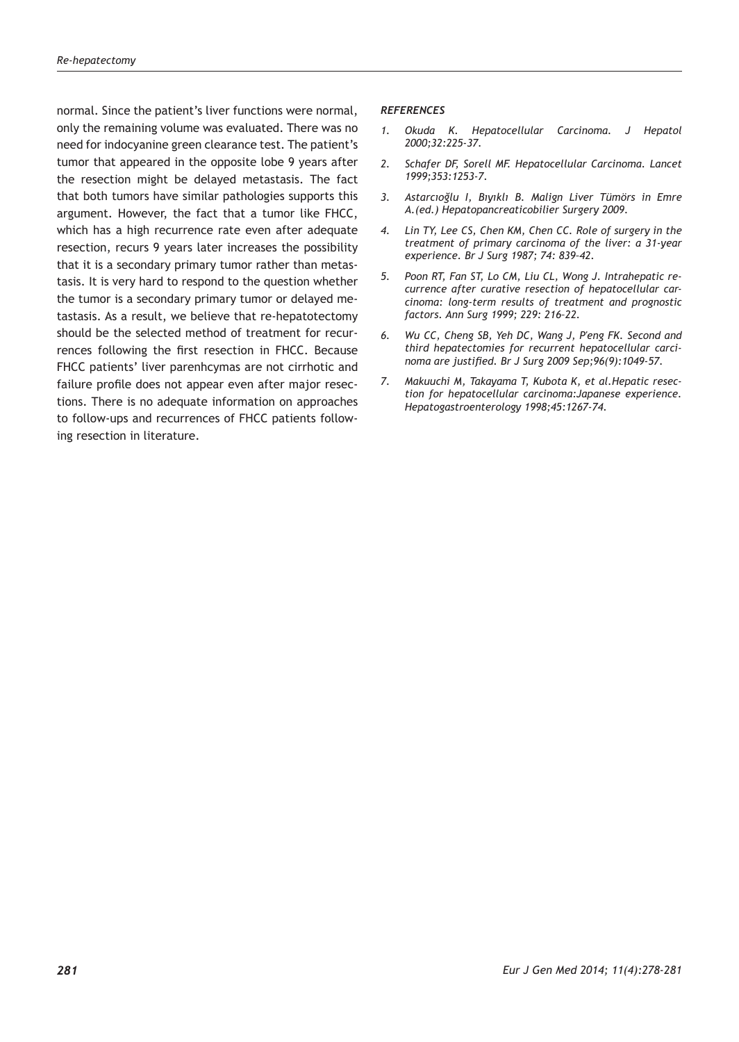normal. Since the patient's liver functions were normal, only the remaining volume was evaluated. There was no need for indocyanine green clearance test. The patient's tumor that appeared in the opposite lobe 9 years after the resection might be delayed metastasis. The fact that both tumors have similar pathologies supports this argument. However, the fact that a tumor like FHCC, which has a high recurrence rate even after adequate resection, recurs 9 years later increases the possibility that it is a secondary primary tumor rather than metastasis. It is very hard to respond to the question whether the tumor is a secondary primary tumor or delayed metastasis. As a result, we believe that re-hepatotectomy should be the selected method of treatment for recurrences following the first resection in FHCC. Because FHCC patients' liver parenhcymas are not cirrhotic and failure profile does not appear even after major resections. There is no adequate information on approaches to follow-ups and recurrences of FHCC patients following resection in literature.

***REFERENCES***

1. *Okuda K. Hepatocellular Carcinoma. J Hepatol 2000;32:225-37.*
2. *Schafer DF, Sorell MF. Hepatocellular Carcinoma. Lancet 1999;353:1253-7.*
3. *Astarcıoğlu I, Bıyıklı B. Malign Liver Tümörs in Emre A.(ed.) Hepatopancreaticobilier Surgery 2009.*
4. *Lin TY, Lee CS, Chen KM, Chen CC. Role of surgery in the treatment of primary carcinoma of the liver: a 31-year experience. Br J Surg 1987; 74: 839–42.*
5. *Poon RT, Fan ST, Lo CM, Liu CL, Wong J. Intrahepatic recurrence after curative resection of hepatocellular carcinoma: long-term results of treatment and prognostic factors. Ann Surg 1999; 229: 216–22.*
6. *Wu CC, Cheng SB, Yeh DC, Wang J, P'eng FK. Second and third hepatectomies for recurrent hepatocellular carcinoma are justified. Br J Surg 2009 Sep;96(9):1049-57.*
7. *Makuuchi M, Takayama T, Kubota K, et al.Hepatic resection for hepatocellular carcinoma:Japanese experience. Hepatogastroenterology 1998;45:1267-74.*